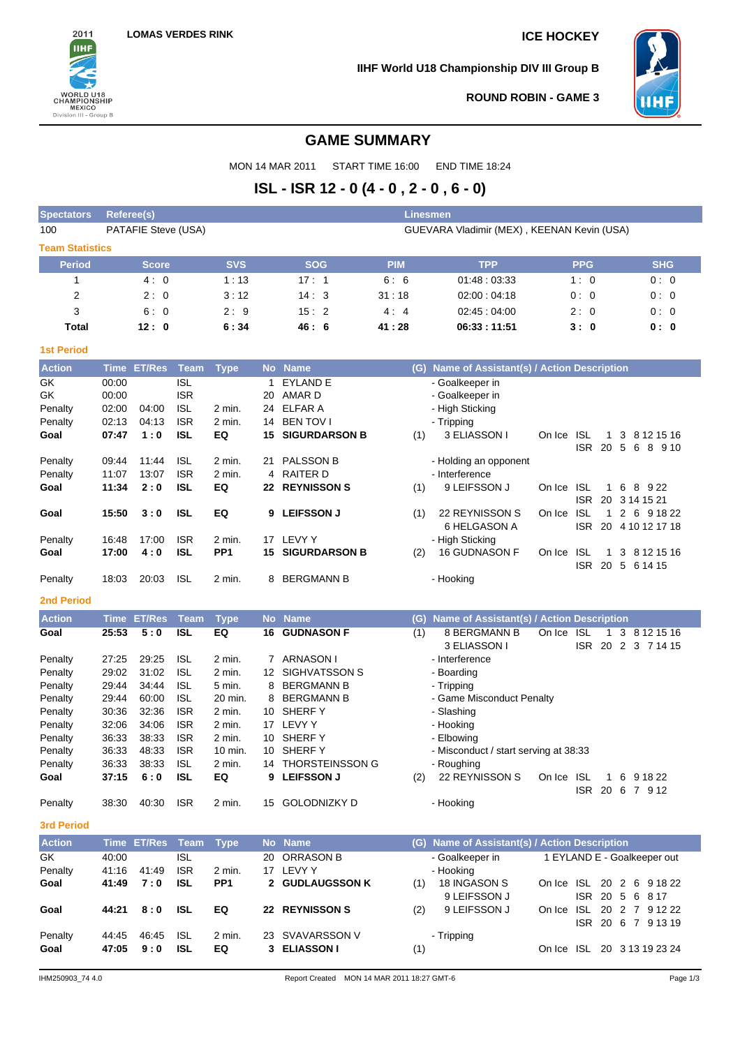LOMAS VERDES RINK

ICE HOCKEY

IIHF World U18 Championship DIV III Group B

ROUND ROBIN - GAME 3

# GAME SUMMARY

MON 14 MAR 2011 START TIME 16:00 END TIME 18:24

## ISL - ISR 12 - 0 (4 - 0 , 2 - 0 , 6 - 0)

| Spectators | Referee(s) | Linesmen |
|---|---|---|
| 100 | PATAFIE Steve (USA) | GUEVARA Vladimir (MEX) , KEENAN Kevin (USA) |

**Team Statistics**

| Period | Score | SVS | SOG | PIM | TPP | PPG | SHG |
|---|---|---|---|---|---|---|---|
| 1 | 4 : 0 | 1 : 13 | 17 : 1 | 6 : 6 | 01:48 : 03:33 | 1 : 0 | 0 : 0 |
| 2 | 2 : 0 | 3 : 12 | 14 : 3 | 31 : 18 | 02:00 : 04:18 | 0 : 0 | 0 : 0 |
| 3 | 6 : 0 | 2 : 9 | 15 : 2 | 4 : 4 | 02:45 : 04:00 | 2 : 0 | 0 : 0 |
| **Total** | **12 : 0** | **6 : 34** | **46 : 6** | **41 : 28** | **06:33 : 11:51** | **3 : 0** | **0 : 0** |

**1st Period**

| Action | Time | ET/Res | Team | Type | No | Name | (G) | Name of Assistant(s) / Action Description | On Ice |
|---|---|---|---|---|---|---|---|---|---|
| GK | 00:00 | | ISL | | 1 | EYLAND E | | - Goalkeeper in | |
| GK | 00:00 | | ISR | | 20 | AMAR D | | - Goalkeeper in | |
| Penalty | 02:00 | 04:00 | ISL | 2 min. | 24 | ELFAR A | | - High Sticking | |
| Penalty | 02:13 | 04:13 | ISR | 2 min. | 14 | BEN TOV I | | - Tripping | |
| **Goal** | **07:47** | **1 : 0** | **ISL** | **EQ** | **15** | **SIGURDARSON B** | (1) | 3 ELIASSON I | ISL 1 3 8 12 15 16 / ISR 20 5 6 8 9 10 |
| Penalty | 09:44 | 11:44 | ISL | 2 min. | 21 | PALSSON B | | - Holding an opponent | |
| Penalty | 11:07 | 13:07 | ISR | 2 min. | 4 | RAITER D | | - Interference | |
| **Goal** | **11:34** | **2 : 0** | **ISL** | **EQ** | **22** | **REYNISSON S** | (1) | 9 LEIFSSON J | ISL 1 6 8 9 22 / ISR 20 3 14 15 21 |
| **Goal** | **15:50** | **3 : 0** | **ISL** | **EQ** | **9** | **LEIFSSON J** | (1) | 22 REYNISSON S, 6 HELGASON A | ISL 1 2 6 9 18 22 / ISR 20 4 10 12 17 18 |
| Penalty | 16:48 | 17:00 | ISR | 2 min. | 17 | LEVY Y | | - High Sticking | |
| **Goal** | **17:00** | **4 : 0** | **ISL** | **PP1** | **15** | **SIGURDARSON B** | (2) | 16 GUDNASON F | ISL 1 3 8 12 15 16 / ISR 20 5 6 14 15 |
| Penalty | 18:03 | 20:03 | ISL | 2 min. | 8 | BERGMANN B | | - Hooking | |

**2nd Period**

| Action | Time | ET/Res | Team | Type | No | Name | (G) | Name of Assistant(s) / Action Description | On Ice |
|---|---|---|---|---|---|---|---|---|---|
| **Goal** | **25:53** | **5 : 0** | **ISL** | **EQ** | **16** | **GUDNASON F** | (1) | 8 BERGMANN B, 3 ELIASSON I | ISL 1 3 8 12 15 16 / ISR 20 2 3 7 14 15 |
| Penalty | 27:25 | 29:25 | ISL | 2 min. | 7 | ARNASON I | | - Interference | |
| Penalty | 29:02 | 31:02 | ISL | 2 min. | 12 | SIGHVATSSON S | | - Boarding | |
| Penalty | 29:44 | 34:44 | ISL | 5 min. | 8 | BERGMANN B | | - Tripping | |
| Penalty | 29:44 | 60:00 | ISL | 20 min. | 8 | BERGMANN B | | - Game Misconduct Penalty | |
| Penalty | 30:36 | 32:36 | ISR | 2 min. | 10 | SHERF Y | | - Slashing | |
| Penalty | 32:06 | 34:06 | ISR | 2 min. | 17 | LEVY Y | | - Hooking | |
| Penalty | 36:33 | 38:33 | ISR | 2 min. | 10 | SHERF Y | | - Elbowing | |
| Penalty | 36:33 | 48:33 | ISR | 10 min. | 10 | SHERF Y | | - Misconduct / start serving at 38:33 | |
| Penalty | 36:33 | 38:33 | ISL | 2 min. | 14 | THORSTEINSSON G | | - Roughing | |
| **Goal** | **37:15** | **6 : 0** | **ISL** | **EQ** | **9** | **LEIFSSON J** | (2) | 22 REYNISSON S | ISL 1 6 9 18 22 / ISR 20 6 7 9 12 |
| Penalty | 38:30 | 40:30 | ISR | 2 min. | 15 | GOLODNIZKY D | | - Hooking | |

**3rd Period**

| Action | Time | ET/Res | Team | Type | No | Name | (G) | Name of Assistant(s) / Action Description | On Ice |
|---|---|---|---|---|---|---|---|---|---|
| GK | 40:00 | | ISL | | 20 | ORRASON B | | - Goalkeeper in | 1 EYLAND E - Goalkeeper out |
| Penalty | 41:16 | 41:49 | ISR | 2 min. | 17 | LEVY Y | | - Hooking | |
| **Goal** | **41:49** | **7 : 0** | **ISL** | **PP1** | **2** | **GUDLAUGSSON K** | (1) | 18 INGASON S, 9 LEIFSSON J | ISL 20 2 6 9 18 22 / ISR 20 5 6 8 17 |
| **Goal** | **44:21** | **8 : 0** | **ISL** | **EQ** | **22** | **REYNISSON S** | (2) | 9 LEIFSSON J | ISL 20 2 7 9 12 22 / ISR 20 6 7 9 13 19 |
| Penalty | 44:45 | 46:45 | ISL | 2 min. | 23 | SVAVARSSON V | | - Tripping | |
| **Goal** | **47:05** | **9 : 0** | **ISL** | **EQ** | **3** | **ELIASSON I** | (1) | | ISL 20 3 13 19 23 24 |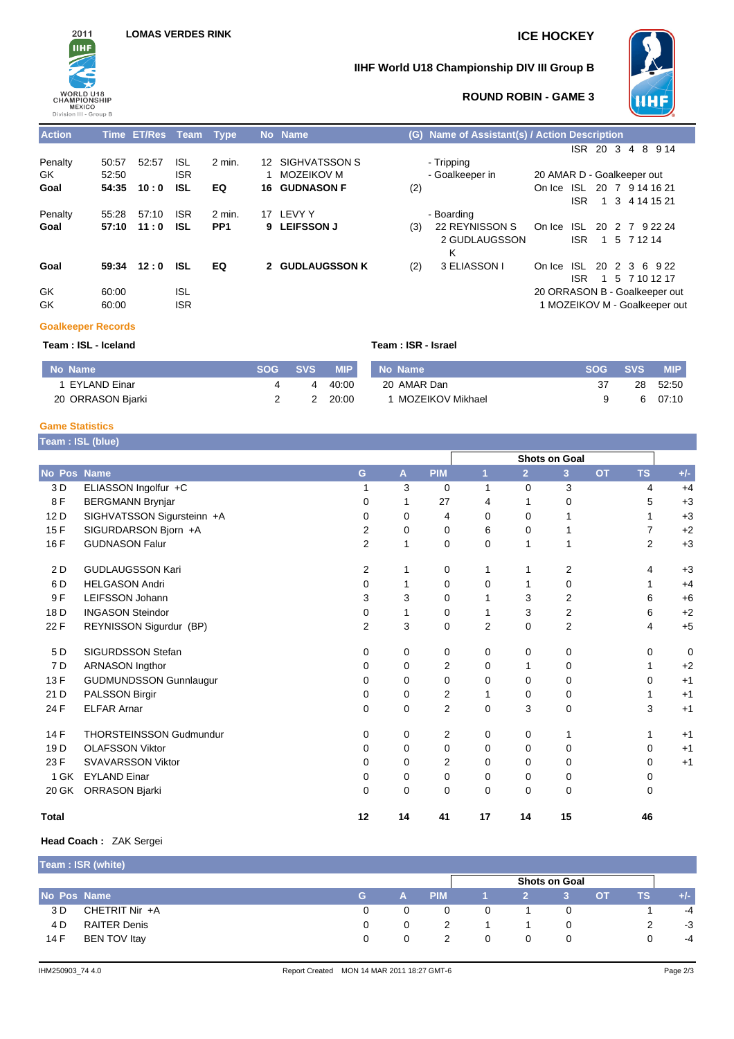**LOMAS VERDES RINK**

**ICE HOCKEY**

**IIHF World U18 Championship DIV III Group B**

**ROUND ROBIN - GAME 3**

| Action | Time | ET/Res | Team | Type | No | Name | (G) | Name of Assistant(s) / Action Description | |
|---|---|---|---|---|---|---|---|---|---|
| | | | | | | | | | ISR 20 3 4 8 9 14 |
| Penalty | 50:57 | 52:57 | ISL | 2 min. | 12 | SIGHVATSSON S | | - Tripping | |
| GK | 52:50 | | ISR | | 1 | MOZEIKOV M | | - Goalkeeper in | 20 AMAR D - Goalkeeper out |
| **Goal** | **54:35** | **10 : 0** | **ISL** | **EQ** | **16** | **GUDNASON F** | (2) | | On Ice ISL 20 7 9 14 16 21 / ISR 1 3 4 14 15 21 |
| Penalty | 55:28 | 57:10 | ISR | 2 min. | 17 | LEVY Y | | - Boarding | |
| **Goal** | **57:10** | **11 : 0** | **ISL** | **PP1** | **9** | **LEIFSSON J** | (3) | 22 REYNISSON S, 2 GUDLAUGSSON K | On Ice ISL 20 2 7 9 22 24 / ISR 1 5 7 12 14 |
| **Goal** | **59:34** | **12 : 0** | **ISL** | **EQ** | **2** | **GUDLAUGSSON K** | (2) | 3 ELIASSON I | On Ice ISL 20 2 3 6 9 22 / ISR 1 5 7 10 12 17 |
| GK | 60:00 | | ISL | | | | | | 20 ORRASON B - Goalkeeper out |
| GK | 60:00 | | ISR | | | | | | 1 MOZEIKOV M - Goalkeeper out |

## Goalkeeper Records

**Team : ISL - Iceland**

| No | Name | SOG | SVS | MIP |
|---|---|---|---|---|
| 1 | EYLAND Einar | 4 | 4 | 40:00 |
| 20 | ORRASON Bjarki | 2 | 2 | 20:00 |

**Team : ISR - Israel**

| No | Name | SOG | SVS | MIP |
|---|---|---|---|---|
| 20 | AMAR Dan | 37 | 28 | 52:50 |
| 1 | MOZEIKOV Mikhael | 9 | 6 | 07:10 |

## Game Statistics

**Team : ISL (blue)**

| No | Pos | Name | G | A | PIM | Shots on Goal 1 | 2 | 3 | OT | TS | +/- |
|---|---|---|---|---|---|---|---|---|---|---|---|
| 3 | D | ELIASSON Ingolfur +C | 1 | 3 | 0 | 1 | 0 | 3 | | 4 | +4 |
| 8 | F | BERGMANN Brynjar | 0 | 1 | 27 | 4 | 1 | 0 | | 5 | +3 |
| 12 | D | SIGHVATSSON Sigursteinn +A | 0 | 0 | 4 | 0 | 0 | 1 | | 1 | +3 |
| 15 | F | SIGURDARSON Bjorn +A | 2 | 0 | 0 | 6 | 0 | 1 | | 7 | +2 |
| 16 | F | GUDNASON Falur | 2 | 1 | 0 | 0 | 1 | 1 | | 2 | +3 |
| 2 | D | GUDLAUGSSON Kari | 2 | 1 | 0 | 1 | 1 | 2 | | 4 | +3 |
| 6 | D | HELGASON Andri | 0 | 1 | 0 | 0 | 1 | 0 | | 1 | +4 |
| 9 | F | LEIFSSON Johann | 3 | 3 | 0 | 1 | 3 | 2 | | 6 | +6 |
| 18 | D | INGASON Steindor | 0 | 1 | 0 | 1 | 3 | 2 | | 6 | +2 |
| 22 | F | REYNISSON Sigurdur (BP) | 2 | 3 | 0 | 2 | 0 | 2 | | 4 | +5 |
| 5 | D | SIGURDSSON Stefan | 0 | 0 | 0 | 0 | 0 | 0 | | 0 | 0 |
| 7 | D | ARNASON Ingthor | 0 | 0 | 2 | 0 | 1 | 0 | | 1 | +2 |
| 13 | F | GUDMUNDSSON Gunnlaugur | 0 | 0 | 0 | 0 | 0 | 0 | | 0 | +1 |
| 21 | D | PALSSON Birgir | 0 | 0 | 2 | 1 | 0 | 0 | | 1 | +1 |
| 24 | F | ELFAR Arnar | 0 | 0 | 2 | 0 | 3 | 0 | | 3 | +1 |
| 14 | F | THORSTEINSSON Gudmundur | 0 | 0 | 2 | 0 | 0 | 1 | | 1 | +1 |
| 19 | D | OLAFSSON Viktor | 0 | 0 | 0 | 0 | 0 | 0 | | 0 | +1 |
| 23 | F | SVAVARSSON Viktor | 0 | 0 | 2 | 0 | 0 | 0 | | 0 | +1 |
| 1 | GK | EYLAND Einar | 0 | 0 | 0 | 0 | 0 | 0 | | 0 | |
| 20 | GK | ORRASON Bjarki | 0 | 0 | 0 | 0 | 0 | 0 | | 0 | |
| **Total** | | | **12** | **14** | **41** | **17** | **14** | **15** | | **46** | |

**Head Coach :** ZAK Sergei

**Team : ISR (white)**

| No | Pos | Name | G | A | PIM | Shots on Goal 1 | 2 | 3 | OT | TS | +/- |
|---|---|---|---|---|---|---|---|---|---|---|---|
| 3 | D | CHETRIT Nir +A | 0 | 0 | 0 | 0 | 1 | 0 | | 1 | -4 |
| 4 | D | RAITER Denis | 0 | 0 | 2 | 1 | 1 | 0 | | 2 | -3 |
| 14 | F | BEN TOV Itay | 0 | 0 | 2 | 0 | 0 | 0 | | 0 | -4 |

IHM250903_74 4.0 Report Created MON 14 MAR 2011 18:27 GMT-6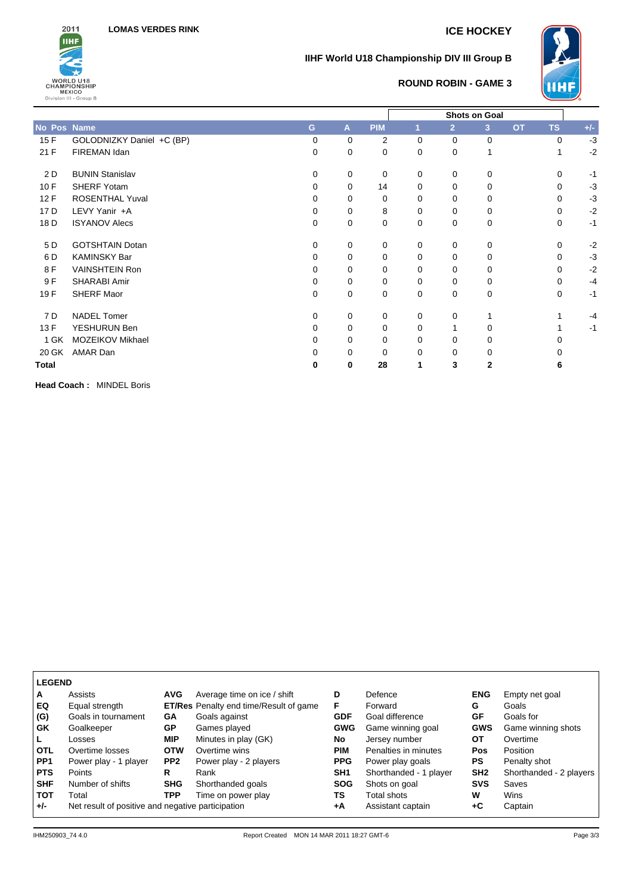LOMAS VERDES RINK

# ICE HOCKEY

## IIHF World U18 Championship DIV III Group B

### ROUND ROBIN - GAME 3

| No | Pos | Name | G | A | PIM | Shots on Goal 1 | 2 | 3 | OT | TS | +/- |
|---|---|---|---|---|---|---|---|---|---|---|---|
| 15 | F | GOLODNIZKY Daniel +C (BP) | 0 | 0 | 2 | 0 | 0 | 0 | | 0 | -3 |
| 21 | F | FIREMAN Idan | 0 | 0 | 0 | 0 | 0 | 1 | | 1 | -2 |
| 2 | D | BUNIN Stanislav | 0 | 0 | 0 | 0 | 0 | 0 | | 0 | -1 |
| 10 | F | SHERF Yotam | 0 | 0 | 14 | 0 | 0 | 0 | | 0 | -3 |
| 12 | F | ROSENTHAL Yuval | 0 | 0 | 0 | 0 | 0 | 0 | | 0 | -3 |
| 17 | D | LEVY Yanir +A | 0 | 0 | 8 | 0 | 0 | 0 | | 0 | -2 |
| 18 | D | ISYANOV Alecs | 0 | 0 | 0 | 0 | 0 | 0 | | 0 | -1 |
| 5 | D | GOTSHTAIN Dotan | 0 | 0 | 0 | 0 | 0 | 0 | | 0 | -2 |
| 6 | D | KAMINSKY Bar | 0 | 0 | 0 | 0 | 0 | 0 | | 0 | -3 |
| 8 | F | VAINSHTEIN Ron | 0 | 0 | 0 | 0 | 0 | 0 | | 0 | -2 |
| 9 | F | SHARABI Amir | 0 | 0 | 0 | 0 | 0 | 0 | | 0 | -4 |
| 19 | F | SHERF Maor | 0 | 0 | 0 | 0 | 0 | 0 | | 0 | -1 |
| 7 | D | NADEL Tomer | 0 | 0 | 0 | 0 | 0 | 1 | | 1 | -4 |
| 13 | F | YESHURUN Ben | 0 | 0 | 0 | 0 | 1 | 0 | | 1 | -1 |
| 1 | GK | MOZEIKOV Mikhael | 0 | 0 | 0 | 0 | 0 | 0 | | 0 | |
| 20 | GK | AMAR Dan | 0 | 0 | 0 | 0 | 0 | 0 | | 0 | |
| **Total** | | | **0** | **0** | **28** | **1** | **3** | **2** | | **6** | |

**Head Coach :** MINDEL Boris

**LEGEND**

| | | | | | | | |
|---|---|---|---|---|---|---|---|
| **A** | Assists | **AVG** | Average time on ice / shift | **D** | Defence | **ENG** | Empty net goal |
| **EQ** | Equal strength | **ET/Res** | Penalty end time/Result of game | **F** | Forward | **G** | Goals |
| **(G)** | Goals in tournament | **GA** | Goals against | **GDF** | Goal difference | **GF** | Goals for |
| **GK** | Goalkeeper | **GP** | Games played | **GWG** | Game winning goal | **GWS** | Game winning shots |
| **L** | Losses | **MIP** | Minutes in play (GK) | **No** | Jersey number | **OT** | Overtime |
| **OTL** | Overtime losses | **OTW** | Overtime wins | **PIM** | Penalties in minutes | **Pos** | Position |
| **PP1** | Power play - 1 player | **PP2** | Power play - 2 players | **PPG** | Power play goals | **PS** | Penalty shot |
| **PTS** | Points | **R** | Rank | **SH1** | Shorthanded - 1 player | **SH2** | Shorthanded - 2 players |
| **SHF** | Number of shifts | **SHG** | Shorthanded goals | **SOG** | Shots on goal | **SVS** | Saves |
| **TOT** | Total | **TPP** | Time on power play | **TS** | Total shots | **W** | Wins |
| **+/-** | Net result of positive and negative participation | | | **+A** | Assistant captain | **+C** | Captain |

IHM250903_74 4.0 Report Created MON 14 MAR 2011 18:27 GMT-6